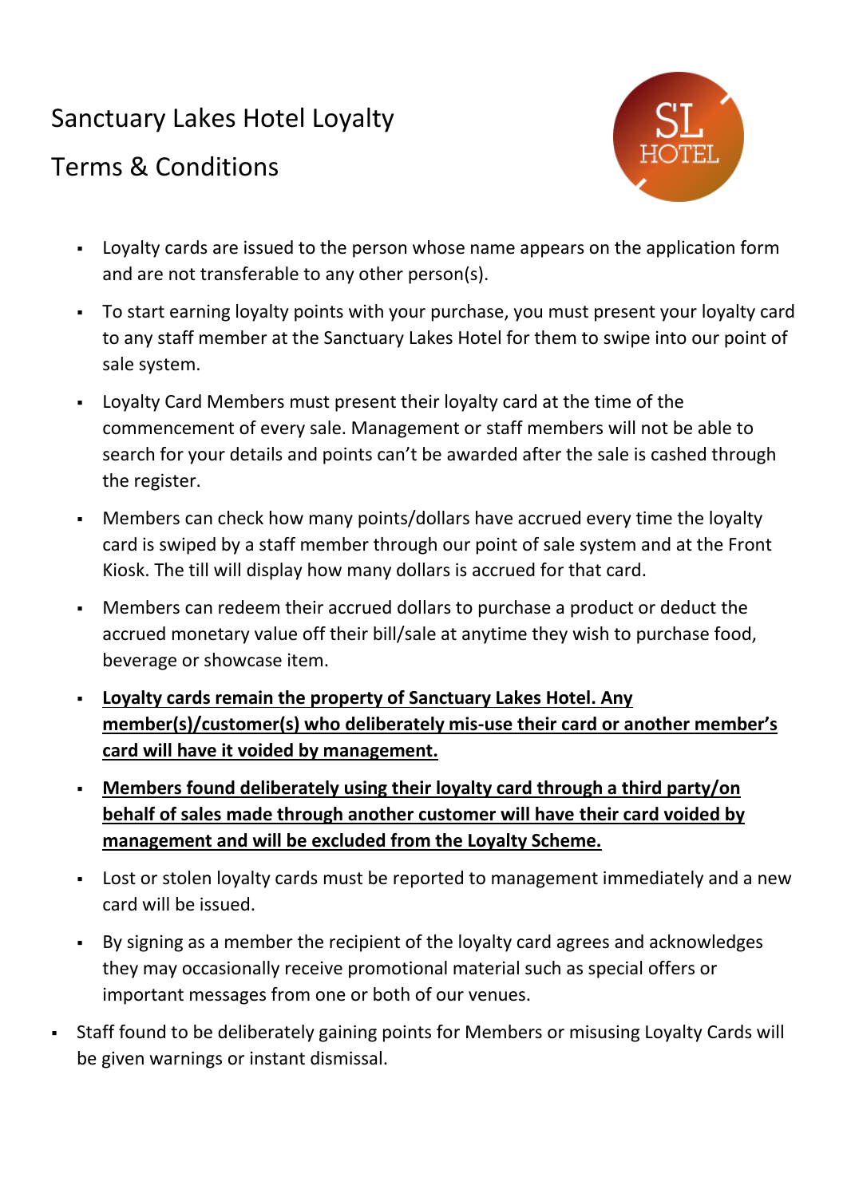# Sanctuary Lakes Hotel Loyalty

# Terms & Conditions

- Loyalty cards are issued to the person whose name appears on the application form and are not transferable to any other person(s).
- To start earning loyalty points with your purchase, you must present your loyalty card to any staff member at the Sanctuary Lakes Hotel for them to swipe into our point of sale system.
- Loyalty Card Members must present their loyalty card at the time of the commencement of every sale. Management or staff members will not be able to search for your details and points can't be awarded after the sale is cashed through the register.
- Members can check how many points/dollars have accrued every time the loyalty card is swiped by a staff member through our point of sale system and at the Front Kiosk. The till will display how many dollars is accrued for that card.
- Members can redeem their accrued dollars to purchase a product or deduct the accrued monetary value off their bill/sale at anytime they wish to purchase food, beverage or showcase item.
- **Loyalty cards remain the property of Sanctuary Lakes Hotel. Any member(s)/customer(s) who deliberately mis-use their card or another member's card will have it voided by management.**
- **Members found deliberately using their loyalty card through a third party/on behalf of sales made through another customer will have their card voided by management and will be excluded from the Loyalty Scheme.**
- Lost or stolen loyalty cards must be reported to management immediately and a new card will be issued.
- By signing as a member the recipient of the loyalty card agrees and acknowledges they may occasionally receive promotional material such as special offers or important messages from one or both of our venues.

- Staff found to be deliberately gaining points for Members or misusing Loyalty Cards will be given warnings or instant dismissal.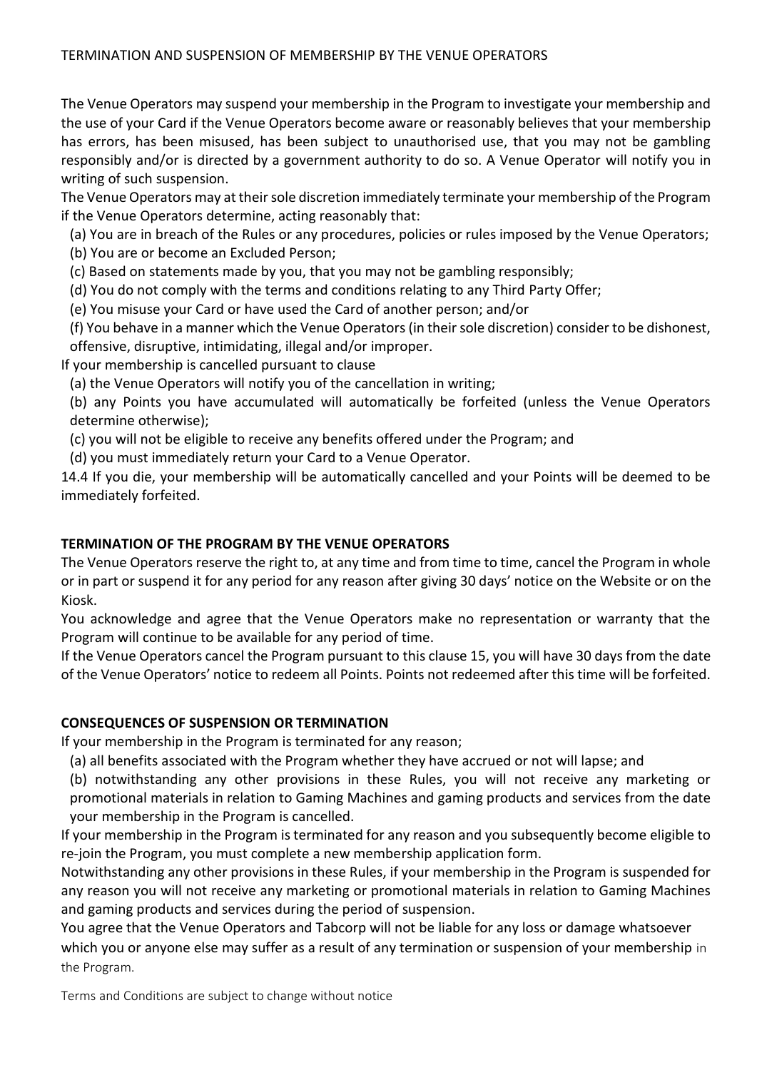## TERMINATION AND SUSPENSION OF MEMBERSHIP BY THE VENUE OPERATORS

The Venue Operators may suspend your membership in the Program to investigate your membership and the use of your Card if the Venue Operators become aware or reasonably believes that your membership has errors, has been misused, has been subject to unauthorised use, that you may not be gambling responsibly and/or is directed by a government authority to do so. A Venue Operator will notify you in writing of such suspension.

The Venue Operators may at their sole discretion immediately terminate your membership of the Program if the Venue Operators determine, acting reasonably that:

(a) You are in breach of the Rules or any procedures, policies or rules imposed by the Venue Operators;
(b) You are or become an Excluded Person;
(c) Based on statements made by you, that you may not be gambling responsibly;
(d) You do not comply with the terms and conditions relating to any Third Party Offer;
(e) You misuse your Card or have used the Card of another person; and/or
(f) You behave in a manner which the Venue Operators (in their sole discretion) consider to be dishonest, offensive, disruptive, intimidating, illegal and/or improper.

If your membership is cancelled pursuant to clause

(a) the Venue Operators will notify you of the cancellation in writing;
(b) any Points you have accumulated will automatically be forfeited (unless the Venue Operators determine otherwise);
(c) you will not be eligible to receive any benefits offered under the Program; and
(d) you must immediately return your Card to a Venue Operator.

14.4 If you die, your membership will be automatically cancelled and your Points will be deemed to be immediately forfeited.

## TERMINATION OF THE PROGRAM BY THE VENUE OPERATORS

The Venue Operators reserve the right to, at any time and from time to time, cancel the Program in whole or in part or suspend it for any period for any reason after giving 30 days' notice on the Website or on the Kiosk.

You acknowledge and agree that the Venue Operators make no representation or warranty that the Program will continue to be available for any period of time.

If the Venue Operators cancel the Program pursuant to this clause 15, you will have 30 days from the date of the Venue Operators' notice to redeem all Points. Points not redeemed after this time will be forfeited.

## CONSEQUENCES OF SUSPENSION OR TERMINATION

If your membership in the Program is terminated for any reason;

(a) all benefits associated with the Program whether they have accrued or not will lapse; and
(b) notwithstanding any other provisions in these Rules, you will not receive any marketing or promotional materials in relation to Gaming Machines and gaming products and services from the date your membership in the Program is cancelled.

If your membership in the Program is terminated for any reason and you subsequently become eligible to re-join the Program, you must complete a new membership application form.

Notwithstanding any other provisions in these Rules, if your membership in the Program is suspended for any reason you will not receive any marketing or promotional materials in relation to Gaming Machines and gaming products and services during the period of suspension.

You agree that the Venue Operators and Tabcorp will not be liable for any loss or damage whatsoever which you or anyone else may suffer as a result of any termination or suspension of your membership in the Program.

Terms and Conditions are subject to change without notice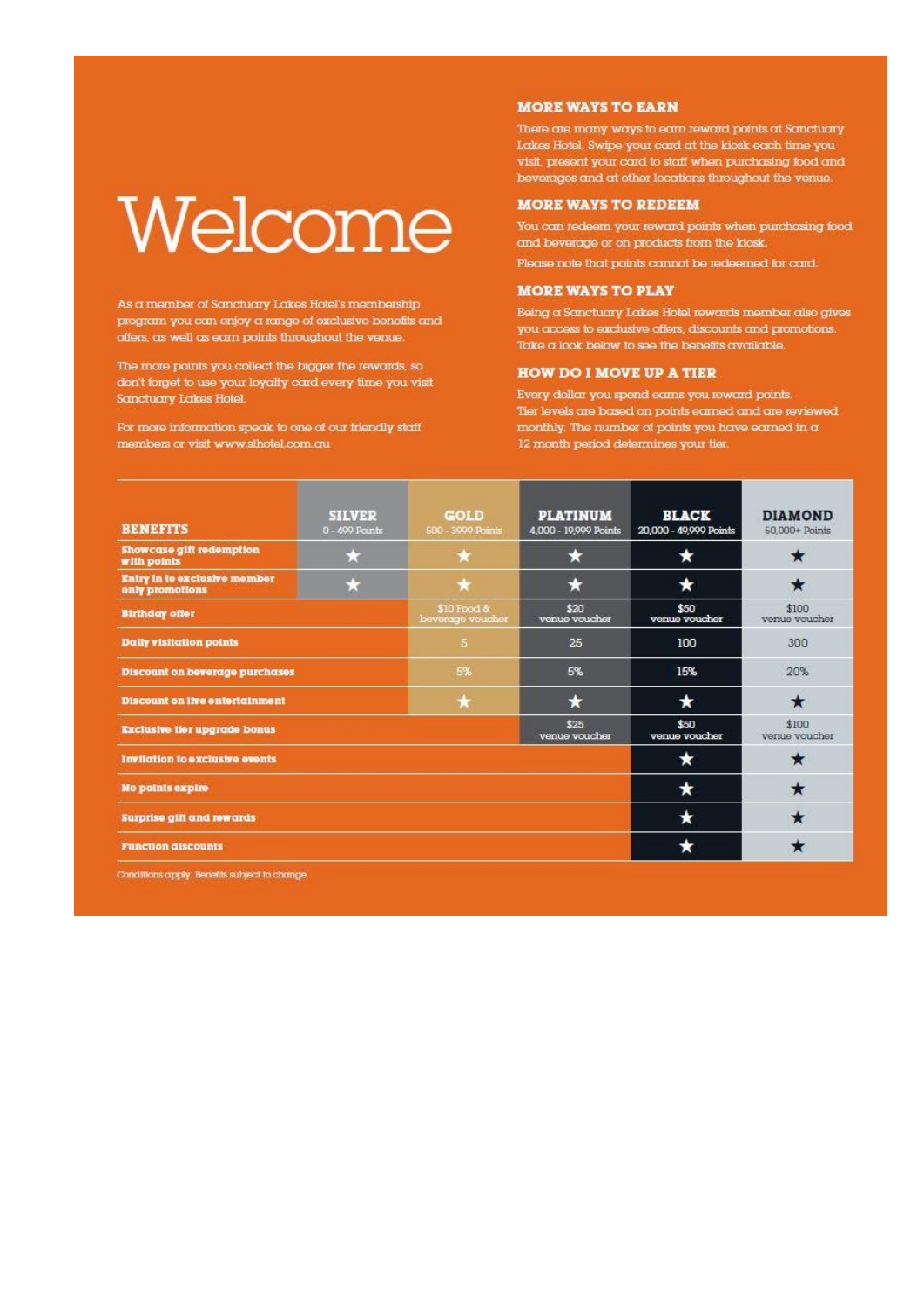# Welcome

As a member of Sanctuary Lakes Hotel's membership program you can enjoy a range of exclusive benefits and offers, as well as earn points throughout the venue.

The more points you collect the bigger the rewards, so don't forget to use your loyalty card every time you visit Sanctuary Lakes Hotel.

For more information speak to one of our friendly staff members or visit www.slhotel.com.au

## MORE WAYS TO EARN

There are many ways to earn reward points at Sanctuary Lakes Hotel. Swipe your card at the kiosk each time you visit, present your card to staff when purchasing food and beverages and at other locations throughout the venue.

## MORE WAYS TO REDEEM

You can redeem your reward points when purchasing food and beverage or on products from the kiosk.

Please note that points cannot be redeemed for card.

## MORE WAYS TO PLAY

Being a Sanctuary Lakes Hotel rewards member also gives you access to exclusive offers, discounts and promotions. Take a look below to see the benefits available.

## HOW DO I MOVE UP A TIER

Every dollar you spend earns you reward points. Tier levels are based on points earned and are reviewed monthly. The number of points you have earned in a 12 month period determines your tier.

| BENEFITS | SILVER 0 - 499 Points | GOLD 500 - 3999 Points | PLATINUM 4,000 - 19,999 Points | BLACK 20,000 - 49,999 Points | DIAMOND 50,000+ Points |
|---|---|---|---|---|---|
| Showcase gift redemption with points | ★ | ★ | ★ | ★ | ★ |
| Entry in to exclusive member only promotions | ★ | ★ | ★ | ★ | ★ |
| Birthday offer | | $10 Food & beverage voucher | $20 venue voucher | $50 venue voucher | $100 venue voucher |
| Daily visitation points | | 5 | 25 | 100 | 300 |
| Discount on beverage purchases | | 5% | 5% | 15% | 20% |
| Discount on live entertainment | | ★ | ★ | ★ | ★ |
| Exclusive tier upgrade bonus | | | $25 venue voucher | $50 venue voucher | $100 venue voucher |
| Invitation to exclusive events | | | | ★ | ★ |
| No points expire | | | | ★ | ★ |
| Surprise gift and rewards | | | | ★ | ★ |
| Function discounts | | | | ★ | ★ |

Conditions apply. Benefits subject to change.